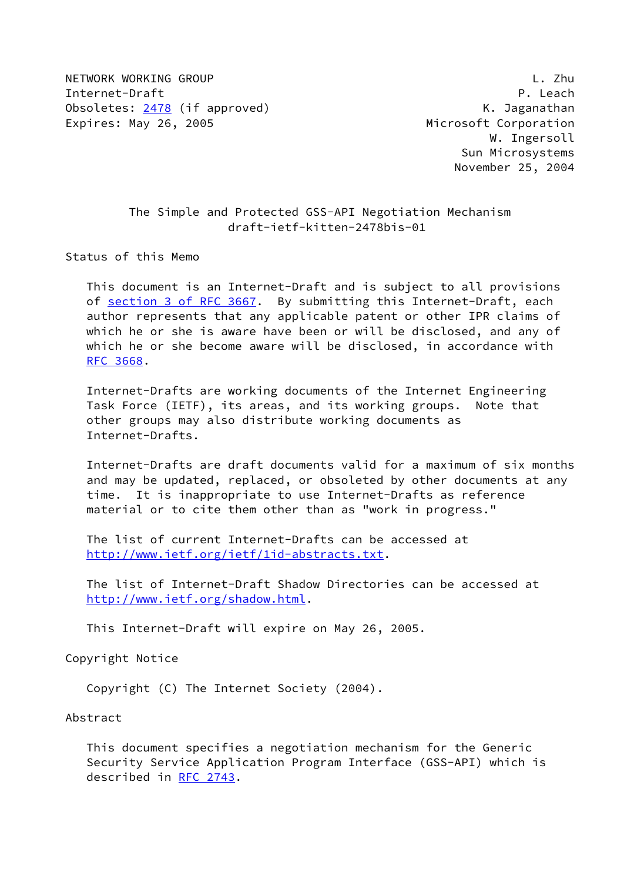NETWORK WORKING GROUP L. Zhu
Internet-Draft P. Leach
Obsoletes: 2478 (if approved) K. Jaganathan
Expires: May 26, 2005 Microsoft Corporation
W. Ingersoll
Sun Microsystems
November 25, 2004

# The Simple and Protected GSS-API Negotiation Mechanism
draft-ietf-kitten-2478bis-01

## Status of this Memo

This document is an Internet-Draft and is subject to all provisions of section 3 of RFC 3667. By submitting this Internet-Draft, each author represents that any applicable patent or other IPR claims of which he or she is aware have been or will be disclosed, and any of which he or she become aware will be disclosed, in accordance with RFC 3668.

Internet-Drafts are working documents of the Internet Engineering Task Force (IETF), its areas, and its working groups. Note that other groups may also distribute working documents as Internet-Drafts.

Internet-Drafts are draft documents valid for a maximum of six months and may be updated, replaced, or obsoleted by other documents at any time. It is inappropriate to use Internet-Drafts as reference material or to cite them other than as "work in progress."

The list of current Internet-Drafts can be accessed at http://www.ietf.org/ietf/1id-abstracts.txt.

The list of Internet-Draft Shadow Directories can be accessed at http://www.ietf.org/shadow.html.

This Internet-Draft will expire on May 26, 2005.

## Copyright Notice

Copyright (C) The Internet Society (2004).

## Abstract

This document specifies a negotiation mechanism for the Generic Security Service Application Program Interface (GSS-API) which is described in RFC 2743.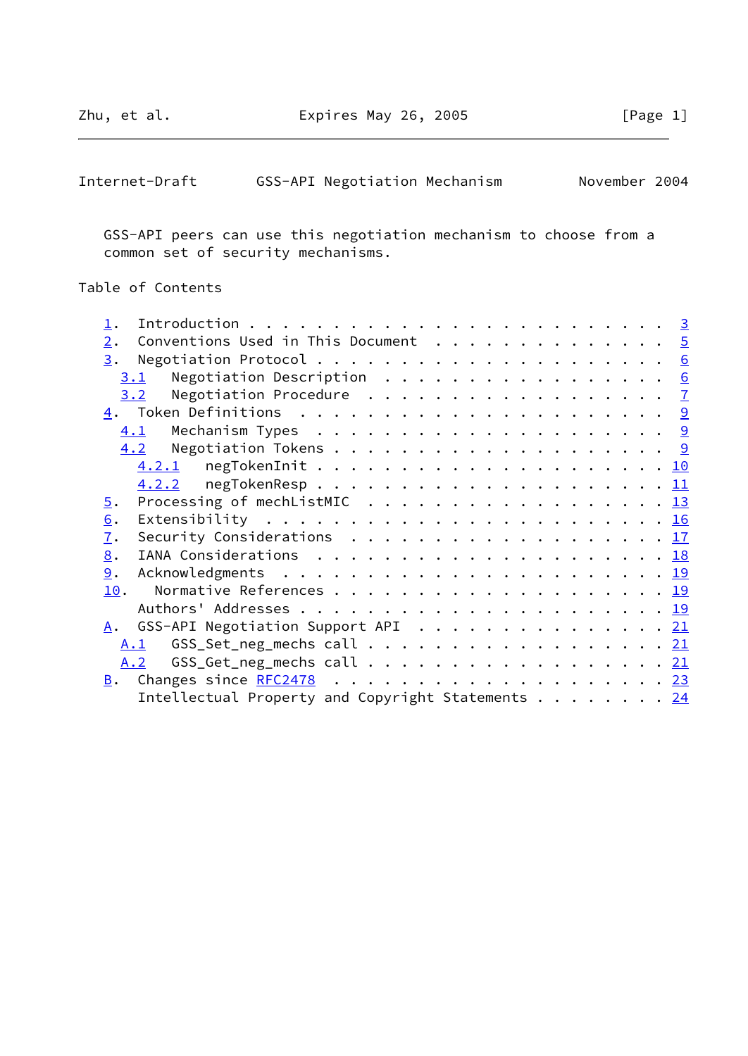GSS-API peers can use this negotiation mechanism to choose from a common set of security mechanisms.

## Table of Contents

- 1. Introduction . . . . . . . . . . . . . . . . . . . . . . . . 3
- 2. Conventions Used in This Document . . . . . . . . . . . . . . 5
- 3. Negotiation Protocol . . . . . . . . . . . . . . . . . . . . 6
  - 3.1 Negotiation Description . . . . . . . . . . . . . . . . . 6
  - 3.2 Negotiation Procedure . . . . . . . . . . . . . . . . . . 7
- 4. Token Definitions . . . . . . . . . . . . . . . . . . . . . . 9
  - 4.1 Mechanism Types . . . . . . . . . . . . . . . . . . . . . 9
  - 4.2 Negotiation Tokens . . . . . . . . . . . . . . . . . . . . 9
    - 4.2.1 negTokenInit . . . . . . . . . . . . . . . . . . . . 10
    - 4.2.2 negTokenResp . . . . . . . . . . . . . . . . . . . . 11
- 5. Processing of mechListMIC . . . . . . . . . . . . . . . . . . 13
- 6. Extensibility . . . . . . . . . . . . . . . . . . . . . . . . 16
- 7. Security Considerations . . . . . . . . . . . . . . . . . . . 17
- 8. IANA Considerations . . . . . . . . . . . . . . . . . . . . . 18
- 9. Acknowledgments . . . . . . . . . . . . . . . . . . . . . . . 19
- 10. Normative References . . . . . . . . . . . . . . . . . . . . 19
- Authors' Addresses . . . . . . . . . . . . . . . . . . . . . . 19
- A. GSS-API Negotiation Support API . . . . . . . . . . . . . . . 21
  - A.1 GSS_Set_neg_mechs call . . . . . . . . . . . . . . . . . . 21
  - A.2 GSS_Get_neg_mechs call . . . . . . . . . . . . . . . . . . 21
- B. Changes since RFC2478 . . . . . . . . . . . . . . . . . . . . 23
- Intellectual Property and Copyright Statements . . . . . . . . 24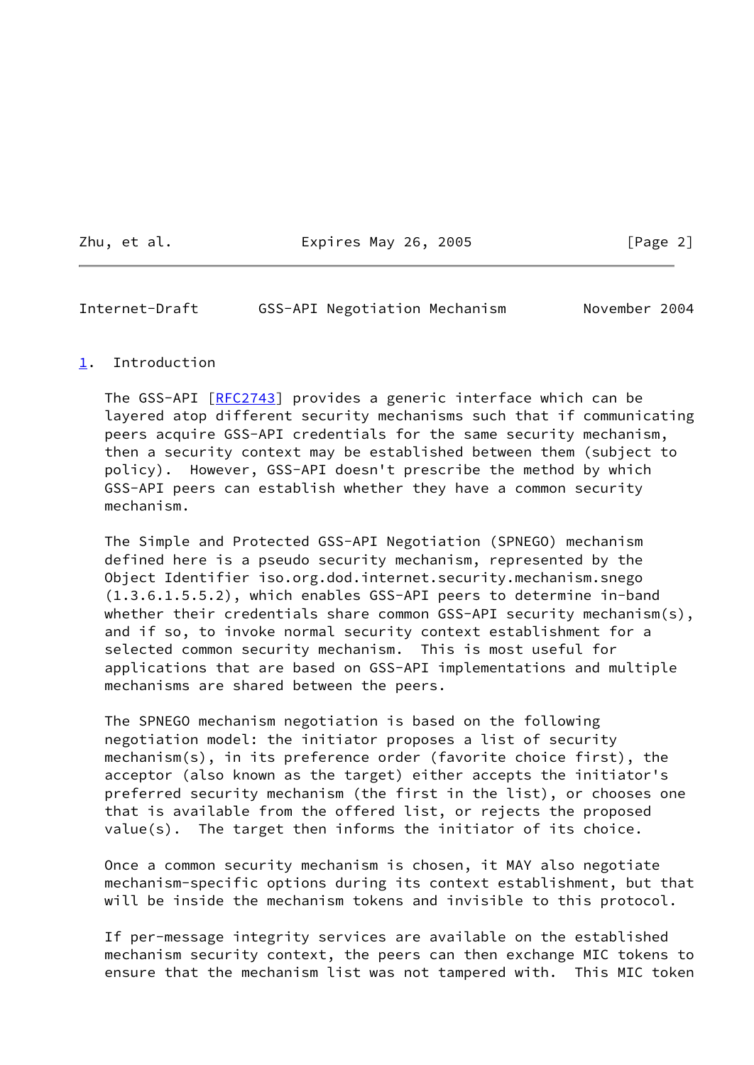## 1. Introduction

The GSS-API [RFC2743] provides a generic interface which can be layered atop different security mechanisms such that if communicating peers acquire GSS-API credentials for the same security mechanism, then a security context may be established between them (subject to policy). However, GSS-API doesn't prescribe the method by which GSS-API peers can establish whether they have a common security mechanism.

The Simple and Protected GSS-API Negotiation (SPNEGO) mechanism defined here is a pseudo security mechanism, represented by the Object Identifier iso.org.dod.internet.security.mechanism.snego (1.3.6.1.5.5.2), which enables GSS-API peers to determine in-band whether their credentials share common GSS-API security mechanism(s), and if so, to invoke normal security context establishment for a selected common security mechanism. This is most useful for applications that are based on GSS-API implementations and multiple mechanisms are shared between the peers.

The SPNEGO mechanism negotiation is based on the following negotiation model: the initiator proposes a list of security mechanism(s), in its preference order (favorite choice first), the acceptor (also known as the target) either accepts the initiator's preferred security mechanism (the first in the list), or chooses one that is available from the offered list, or rejects the proposed value(s). The target then informs the initiator of its choice.

Once a common security mechanism is chosen, it MAY also negotiate mechanism-specific options during its context establishment, but that will be inside the mechanism tokens and invisible to this protocol.

If per-message integrity services are available on the established mechanism security context, the peers can then exchange MIC tokens to ensure that the mechanism list was not tampered with. This MIC token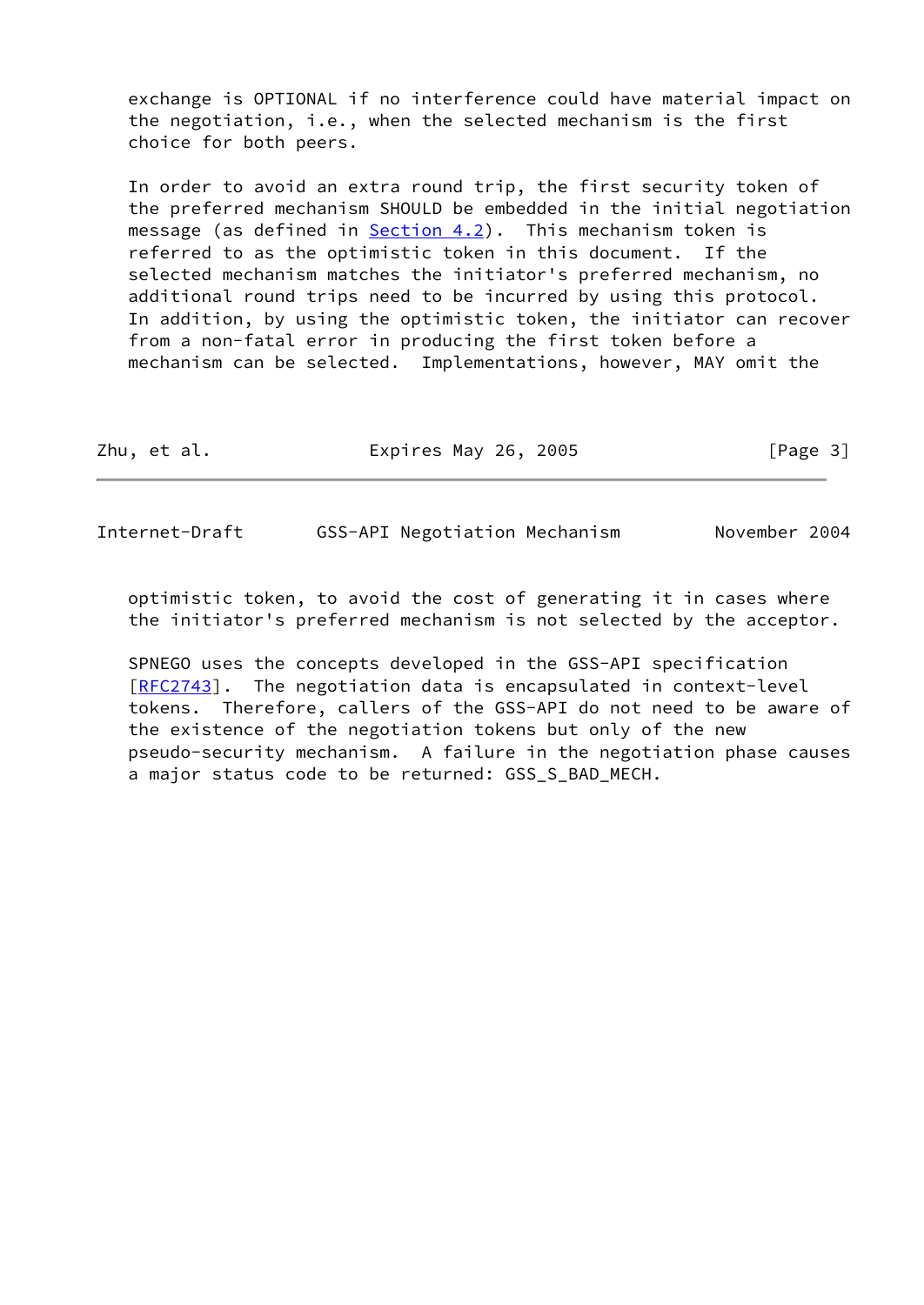exchange is OPTIONAL if no interference could have material impact on the negotiation, i.e., when the selected mechanism is the first choice for both peers.

In order to avoid an extra round trip, the first security token of the preferred mechanism SHOULD be embedded in the initial negotiation message (as defined in Section 4.2). This mechanism token is referred to as the optimistic token in this document. If the selected mechanism matches the initiator's preferred mechanism, no additional round trips need to be incurred by using this protocol. In addition, by using the optimistic token, the initiator can recover from a non-fatal error in producing the first token before a mechanism can be selected. Implementations, however, MAY omit the optimistic token, to avoid the cost of generating it in cases where the initiator's preferred mechanism is not selected by the acceptor.

SPNEGO uses the concepts developed in the GSS-API specification [RFC2743]. The negotiation data is encapsulated in context-level tokens. Therefore, callers of the GSS-API do not need to be aware of the existence of the negotiation tokens but only of the new pseudo-security mechanism. A failure in the negotiation phase causes a major status code to be returned: GSS_S_BAD_MECH.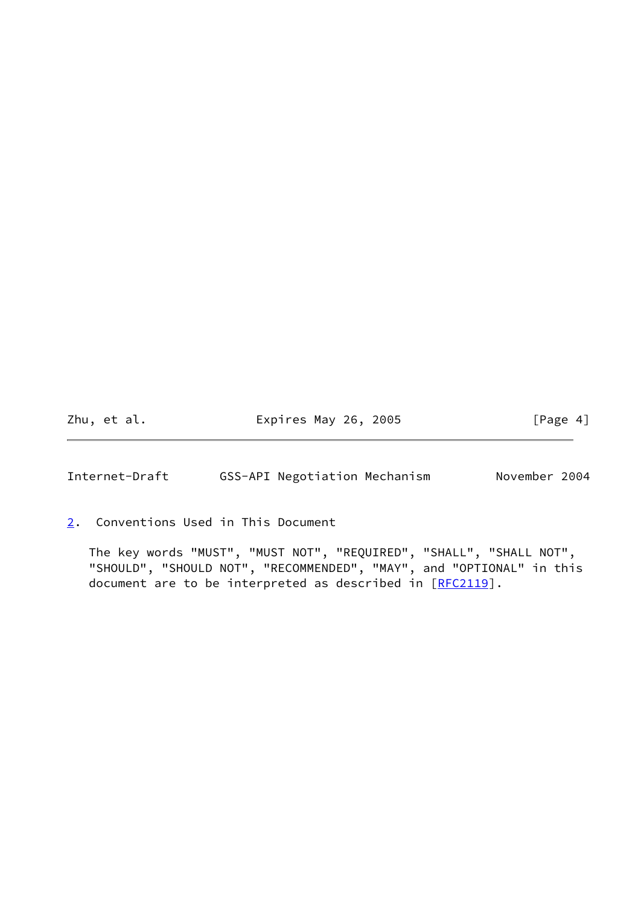## 2. Conventions Used in This Document

The key words "MUST", "MUST NOT", "REQUIRED", "SHALL", "SHALL NOT", "SHOULD", "SHOULD NOT", "RECOMMENDED", "MAY", and "OPTIONAL" in this document are to be interpreted as described in [RFC2119].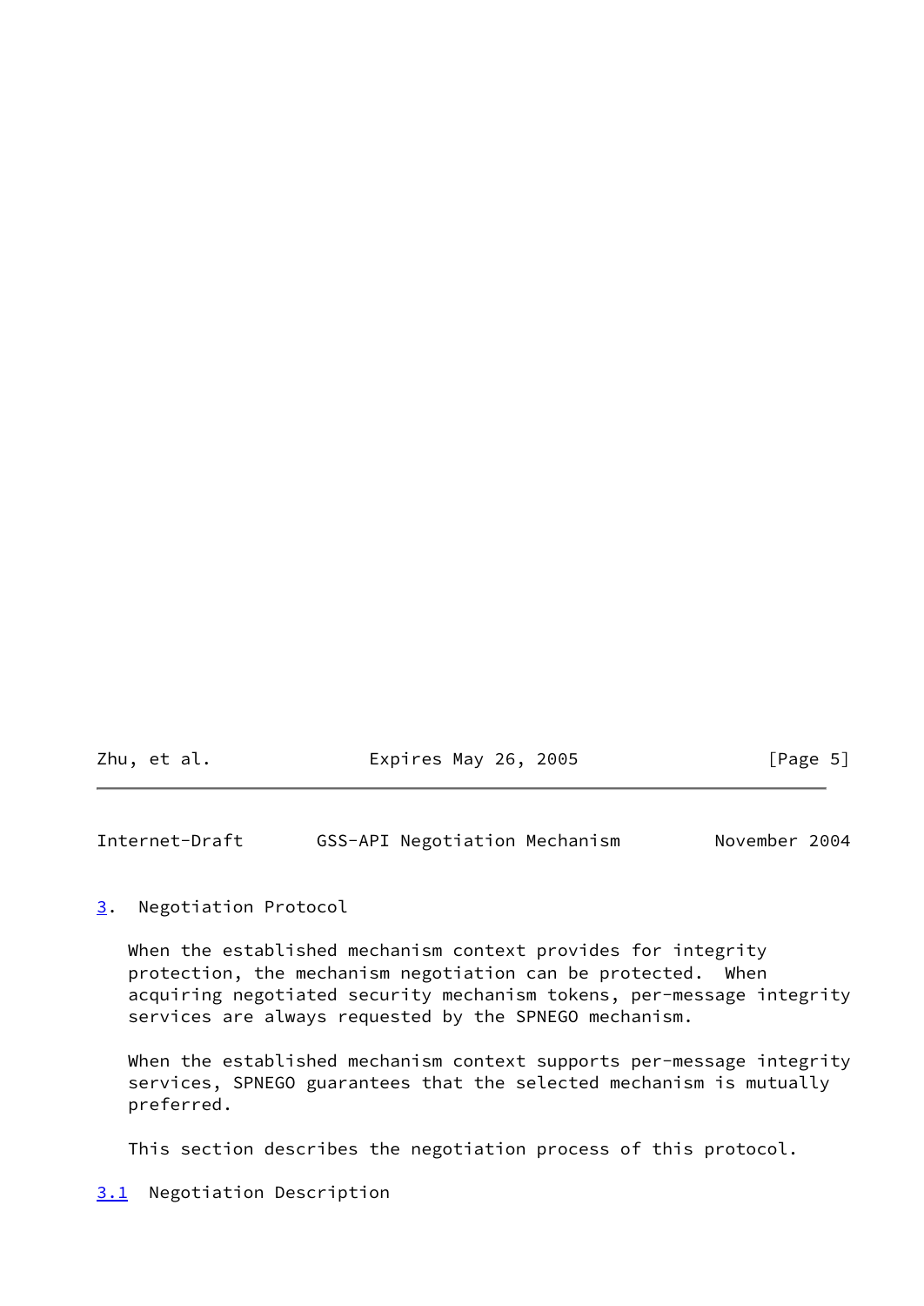## 3. Negotiation Protocol

When the established mechanism context provides for integrity protection, the mechanism negotiation can be protected. When acquiring negotiated security mechanism tokens, per-message integrity services are always requested by the SPNEGO mechanism.

When the established mechanism context supports per-message integrity services, SPNEGO guarantees that the selected mechanism is mutually preferred.

This section describes the negotiation process of this protocol.

### 3.1 Negotiation Description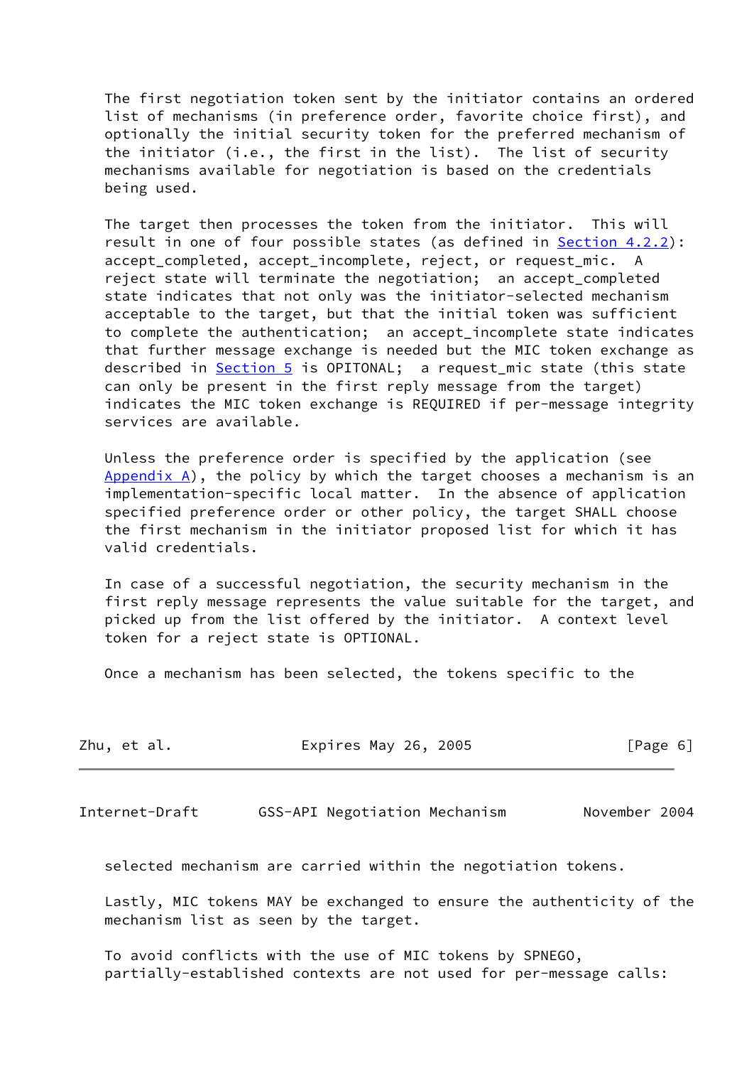The first negotiation token sent by the initiator contains an ordered list of mechanisms (in preference order, favorite choice first), and optionally the initial security token for the preferred mechanism of the initiator (i.e., the first in the list). The list of security mechanisms available for negotiation is based on the credentials being used.

The target then processes the token from the initiator. This will result in one of four possible states (as defined in Section 4.2.2): accept_completed, accept_incomplete, reject, or request_mic. A reject state will terminate the negotiation; an accept_completed state indicates that not only was the initiator-selected mechanism acceptable to the target, but that the initial token was sufficient to complete the authentication; an accept_incomplete state indicates that further message exchange is needed but the MIC token exchange as described in Section 5 is OPITONAL; a request_mic state (this state can only be present in the first reply message from the target) indicates the MIC token exchange is REQUIRED if per-message integrity services are available.

Unless the preference order is specified by the application (see Appendix A), the policy by which the target chooses a mechanism is an implementation-specific local matter. In the absence of application specified preference order or other policy, the target SHALL choose the first mechanism in the initiator proposed list for which it has valid credentials.

In case of a successful negotiation, the security mechanism in the first reply message represents the value suitable for the target, and picked up from the list offered by the initiator. A context level token for a reject state is OPTIONAL.

Once a mechanism has been selected, the tokens specific to the selected mechanism are carried within the negotiation tokens.

Lastly, MIC tokens MAY be exchanged to ensure the authenticity of the mechanism list as seen by the target.

To avoid conflicts with the use of MIC tokens by SPNEGO, partially-established contexts are not used for per-message calls: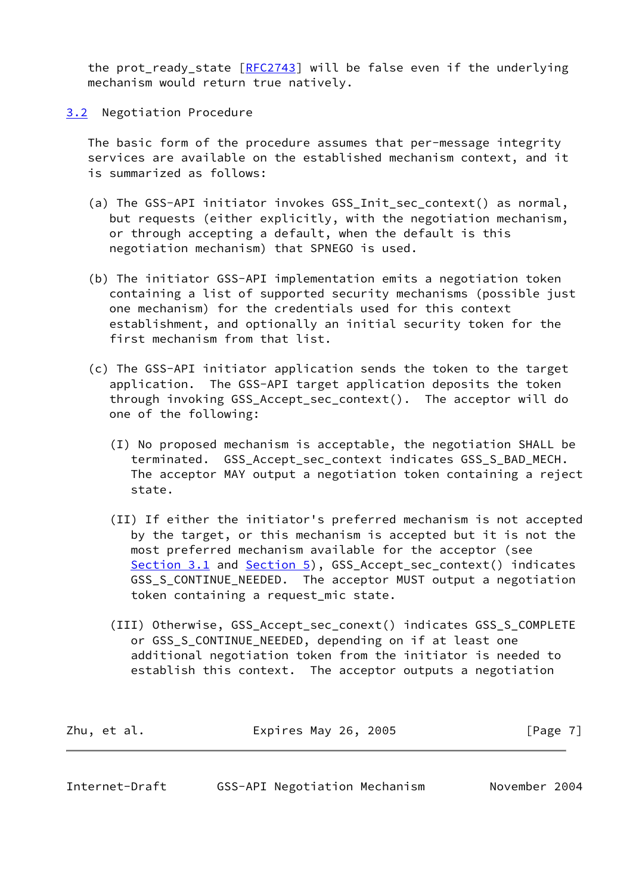the prot_ready_state [RFC2743] will be false even if the underlying mechanism would return true natively.

### 3.2 Negotiation Procedure

The basic form of the procedure assumes that per-message integrity services are available on the established mechanism context, and it is summarized as follows:

(a) The GSS-API initiator invokes GSS_Init_sec_context() as normal, but requests (either explicitly, with the negotiation mechanism, or through accepting a default, when the default is this negotiation mechanism) that SPNEGO is used.

(b) The initiator GSS-API implementation emits a negotiation token containing a list of supported security mechanisms (possible just one mechanism) for the credentials used for this context establishment, and optionally an initial security token for the first mechanism from that list.

(c) The GSS-API initiator application sends the token to the target application. The GSS-API target application deposits the token through invoking GSS_Accept_sec_context(). The acceptor will do one of the following:

   (I) No proposed mechanism is acceptable, the negotiation SHALL be terminated. GSS_Accept_sec_context indicates GSS_S_BAD_MECH. The acceptor MAY output a negotiation token containing a reject state.

   (II) If either the initiator's preferred mechanism is not accepted by the target, or this mechanism is accepted but it is not the most preferred mechanism available for the acceptor (see Section 3.1 and Section 5), GSS_Accept_sec_context() indicates GSS_S_CONTINUE_NEEDED. The acceptor MUST output a negotiation token containing a request_mic state.

   (III) Otherwise, GSS_Accept_sec_conext() indicates GSS_S_COMPLETE or GSS_S_CONTINUE_NEEDED, depending on if at least one additional negotiation token from the initiator is needed to establish this context. The acceptor outputs a negotiation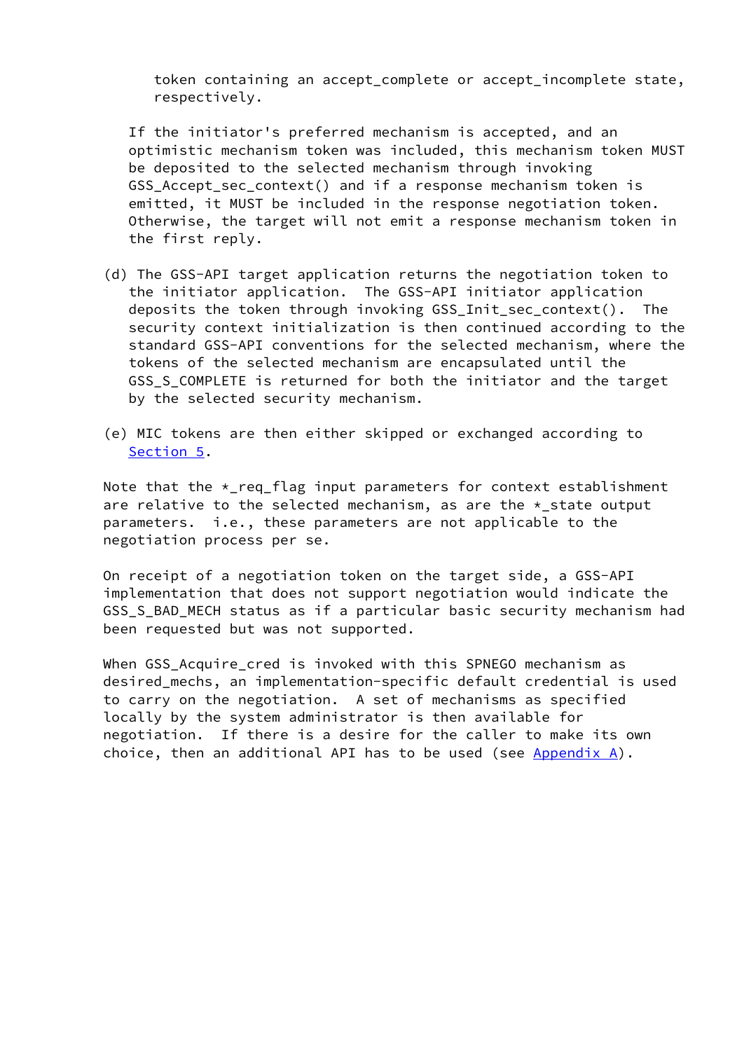token containing an accept_complete or accept_incomplete state, respectively.

If the initiator's preferred mechanism is accepted, and an optimistic mechanism token was included, this mechanism token MUST be deposited to the selected mechanism through invoking GSS_Accept_sec_context() and if a response mechanism token is emitted, it MUST be included in the response negotiation token. Otherwise, the target will not emit a response mechanism token in the first reply.

(d) The GSS-API target application returns the negotiation token to the initiator application. The GSS-API initiator application deposits the token through invoking GSS_Init_sec_context(). The security context initialization is then continued according to the standard GSS-API conventions for the selected mechanism, where the tokens of the selected mechanism are encapsulated until the GSS_S_COMPLETE is returned for both the initiator and the target by the selected security mechanism.

(e) MIC tokens are then either skipped or exchanged according to Section 5.

Note that the *_req_flag input parameters for context establishment are relative to the selected mechanism, as are the *_state output parameters. i.e., these parameters are not applicable to the negotiation process per se.

On receipt of a negotiation token on the target side, a GSS-API implementation that does not support negotiation would indicate the GSS_S_BAD_MECH status as if a particular basic security mechanism had been requested but was not supported.

When GSS_Acquire_cred is invoked with this SPNEGO mechanism as desired_mechs, an implementation-specific default credential is used to carry on the negotiation. A set of mechanisms as specified locally by the system administrator is then available for negotiation. If there is a desire for the caller to make its own choice, then an additional API has to be used (see Appendix A).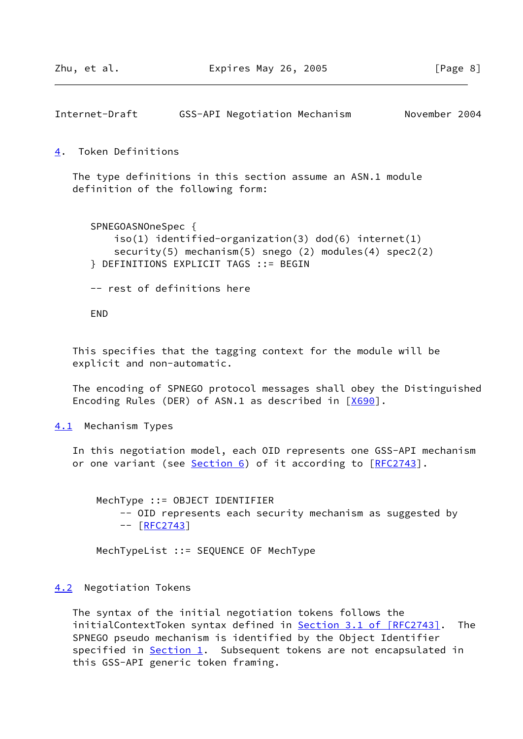## 4. Token Definitions

The type definitions in this section assume an ASN.1 module definition of the following form:

```
SPNEGOASNOneSpec {
    iso(1) identified-organization(3) dod(6) internet(1)
    security(5) mechanism(5) snego (2) modules(4) spec2(2)
} DEFINITIONS EXPLICIT TAGS ::= BEGIN

-- rest of definitions here

END
```

This specifies that the tagging context for the module will be explicit and non-automatic.

The encoding of SPNEGO protocol messages shall obey the Distinguished Encoding Rules (DER) of ASN.1 as described in [X690].

### 4.1 Mechanism Types

In this negotiation model, each OID represents one GSS-API mechanism or one variant (see Section 6) of it according to [RFC2743].

```
MechType ::= OBJECT IDENTIFIER
    -- OID represents each security mechanism as suggested by
    -- [RFC2743]

MechTypeList ::= SEQUENCE OF MechType
```

### 4.2 Negotiation Tokens

The syntax of the initial negotiation tokens follows the initialContextToken syntax defined in Section 3.1 of [RFC2743]. The SPNEGO pseudo mechanism is identified by the Object Identifier specified in Section 1. Subsequent tokens are not encapsulated in this GSS-API generic token framing.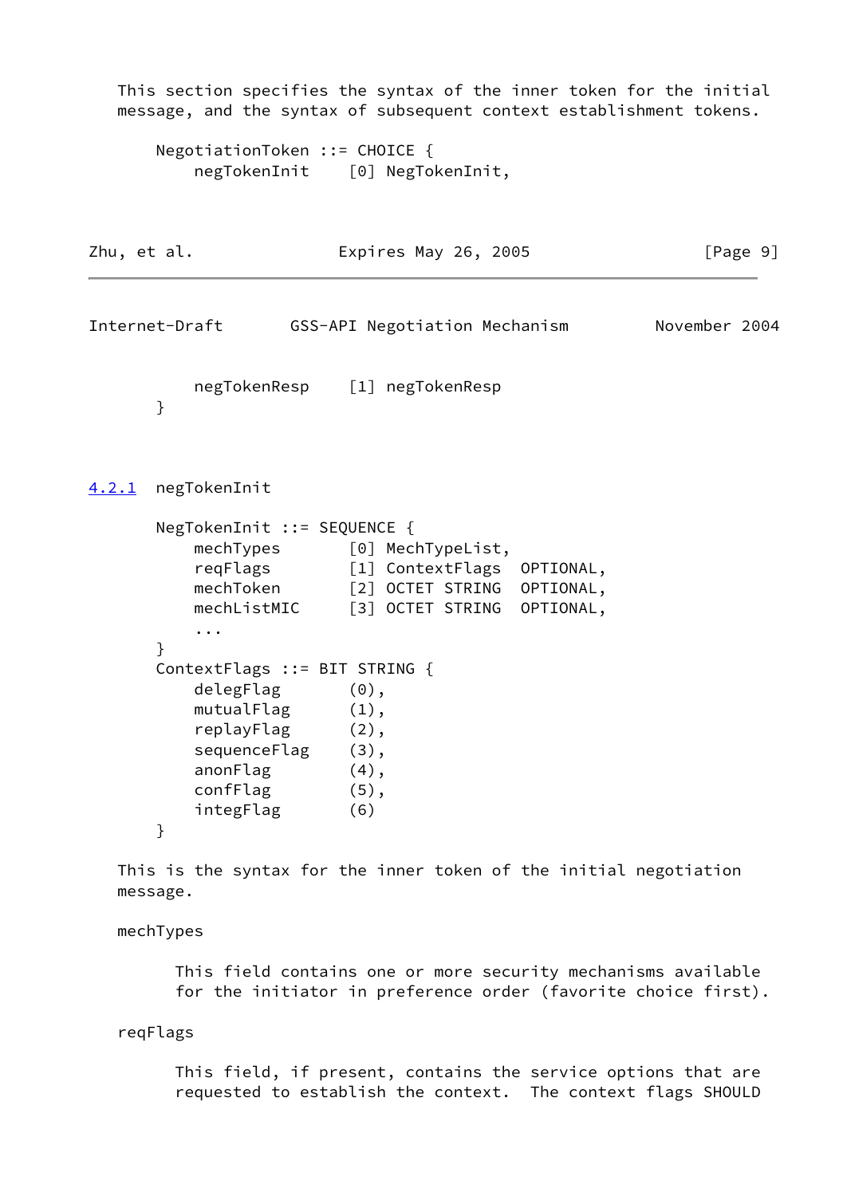This section specifies the syntax of the inner token for the initial message, and the syntax of subsequent context establishment tokens.

```
NegotiationToken ::= CHOICE {
    negTokenInit    [0] NegTokenInit,
    negTokenResp    [1] negTokenResp
}
```

### 4.2.1 negTokenInit

```
NegTokenInit ::= SEQUENCE {
    mechTypes       [0] MechTypeList,
    reqFlags        [1] ContextFlags  OPTIONAL,
    mechToken       [2] OCTET STRING  OPTIONAL,
    mechListMIC     [3] OCTET STRING  OPTIONAL,
    ...
}
ContextFlags ::= BIT STRING {
    delegFlag       (0),
    mutualFlag      (1),
    replayFlag      (2),
    sequenceFlag    (3),
    anonFlag        (4),
    confFlag        (5),
    integFlag       (6)
}
```

This is the syntax for the inner token of the initial negotiation message.

mechTypes

> This field contains one or more security mechanisms available for the initiator in preference order (favorite choice first).

reqFlags

> This field, if present, contains the service options that are requested to establish the context. The context flags SHOULD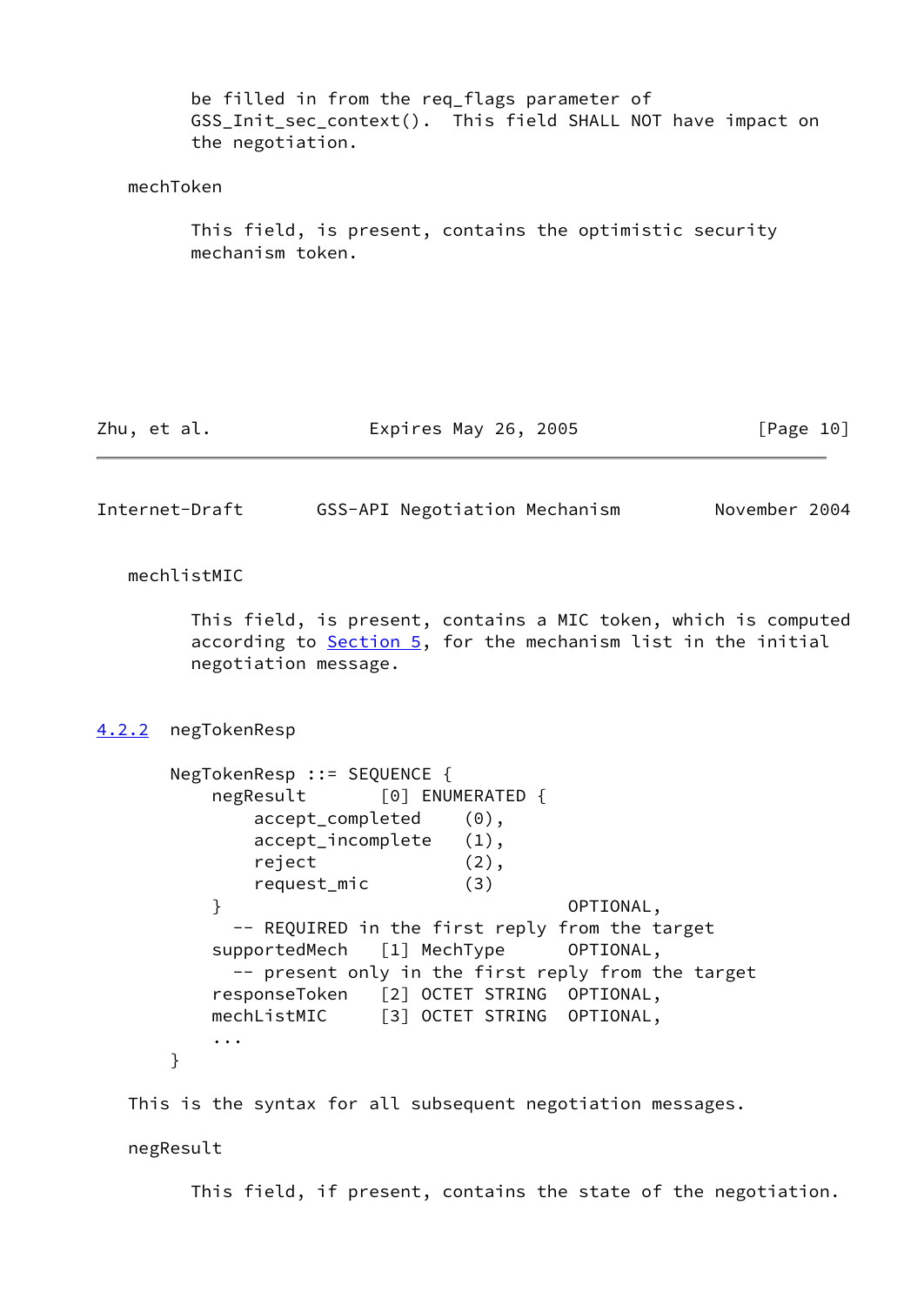be filled in from the req_flags parameter of GSS_Init_sec_context(). This field SHALL NOT have impact on the negotiation.

mechToken

This field, is present, contains the optimistic security mechanism token.

mechlistMIC

This field, is present, contains a MIC token, which is computed according to Section 5, for the mechanism list in the initial negotiation message.

### 4.2.2 negTokenResp

```
NegTokenResp ::= SEQUENCE {
    negResult       [0] ENUMERATED {
        accept_completed    (0),
        accept_incomplete   (1),
        reject              (2),
        request_mic         (3)
    }                                 OPTIONAL,
      -- REQUIRED in the first reply from the target
    supportedMech   [1] MechType      OPTIONAL,
      -- present only in the first reply from the target
    responseToken   [2] OCTET STRING  OPTIONAL,
    mechListMIC     [3] OCTET STRING  OPTIONAL,
    ...
}
```

This is the syntax for all subsequent negotiation messages.

negResult

This field, if present, contains the state of the negotiation.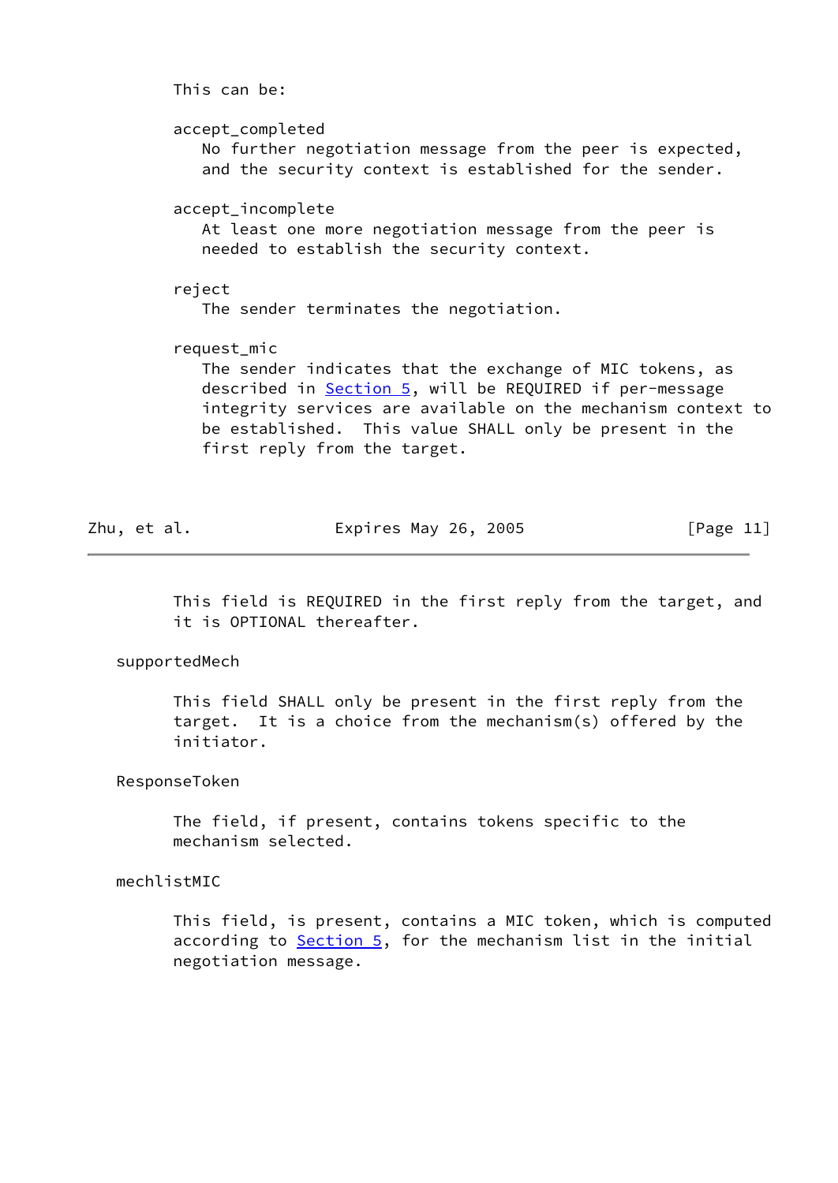This can be:

accept_completed
   No further negotiation message from the peer is expected, and the security context is established for the sender.

accept_incomplete
   At least one more negotiation message from the peer is needed to establish the security context.

reject
   The sender terminates the negotiation.

request_mic
   The sender indicates that the exchange of MIC tokens, as described in Section 5, will be REQUIRED if per-message integrity services are available on the mechanism context to be established. This value SHALL only be present in the first reply from the target.

This field is REQUIRED in the first reply from the target, and it is OPTIONAL thereafter.

supportedMech

This field SHALL only be present in the first reply from the target. It is a choice from the mechanism(s) offered by the initiator.

ResponseToken

The field, if present, contains tokens specific to the mechanism selected.

mechlistMIC

This field, is present, contains a MIC token, which is computed according to Section 5, for the mechanism list in the initial negotiation message.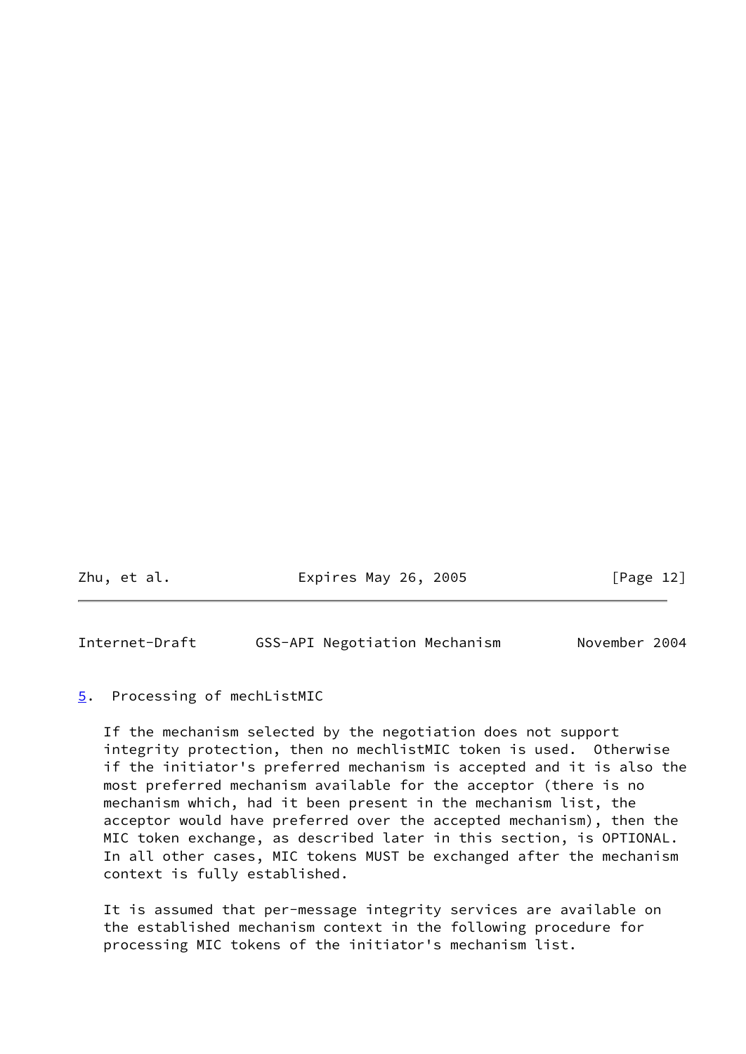## 5. Processing of mechListMIC

If the mechanism selected by the negotiation does not support integrity protection, then no mechlistMIC token is used. Otherwise if the initiator's preferred mechanism is accepted and it is also the most preferred mechanism available for the acceptor (there is no mechanism which, had it been present in the mechanism list, the acceptor would have preferred over the accepted mechanism), then the MIC token exchange, as described later in this section, is OPTIONAL. In all other cases, MIC tokens MUST be exchanged after the mechanism context is fully established.

It is assumed that per-message integrity services are available on the established mechanism context in the following procedure for processing MIC tokens of the initiator's mechanism list.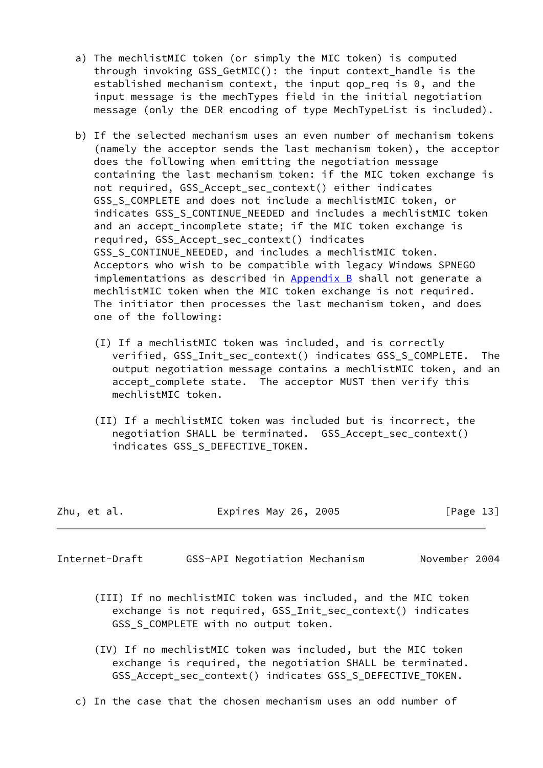a) The mechlistMIC token (or simply the MIC token) is computed through invoking GSS_GetMIC(): the input context_handle is the established mechanism context, the input qop_req is 0, and the input message is the mechTypes field in the initial negotiation message (only the DER encoding of type MechTypeList is included).

b) If the selected mechanism uses an even number of mechanism tokens (namely the acceptor sends the last mechanism token), the acceptor does the following when emitting the negotiation message containing the last mechanism token: if the MIC token exchange is not required, GSS_Accept_sec_context() either indicates GSS_S_COMPLETE and does not include a mechlistMIC token, or indicates GSS_S_CONTINUE_NEEDED and includes a mechlistMIC token and an accept_incomplete state; if the MIC token exchange is required, GSS_Accept_sec_context() indicates GSS_S_CONTINUE_NEEDED, and includes a mechlistMIC token. Acceptors who wish to be compatible with legacy Windows SPNEGO implementations as described in Appendix B shall not generate a mechlistMIC token when the MIC token exchange is not required. The initiator then processes the last mechanism token, and does one of the following:

   (I) If a mechlistMIC token was included, and is correctly verified, GSS_Init_sec_context() indicates GSS_S_COMPLETE. The output negotiation message contains a mechlistMIC token, and an accept_complete state. The acceptor MUST then verify this mechlistMIC token.

   (II) If a mechlistMIC token was included but is incorrect, the negotiation SHALL be terminated. GSS_Accept_sec_context() indicates GSS_S_DEFECTIVE_TOKEN.

   (III) If no mechlistMIC token was included, and the MIC token exchange is not required, GSS_Init_sec_context() indicates GSS_S_COMPLETE with no output token.

   (IV) If no mechlistMIC token was included, but the MIC token exchange is required, the negotiation SHALL be terminated. GSS_Accept_sec_context() indicates GSS_S_DEFECTIVE_TOKEN.

c) In the case that the chosen mechanism uses an odd number of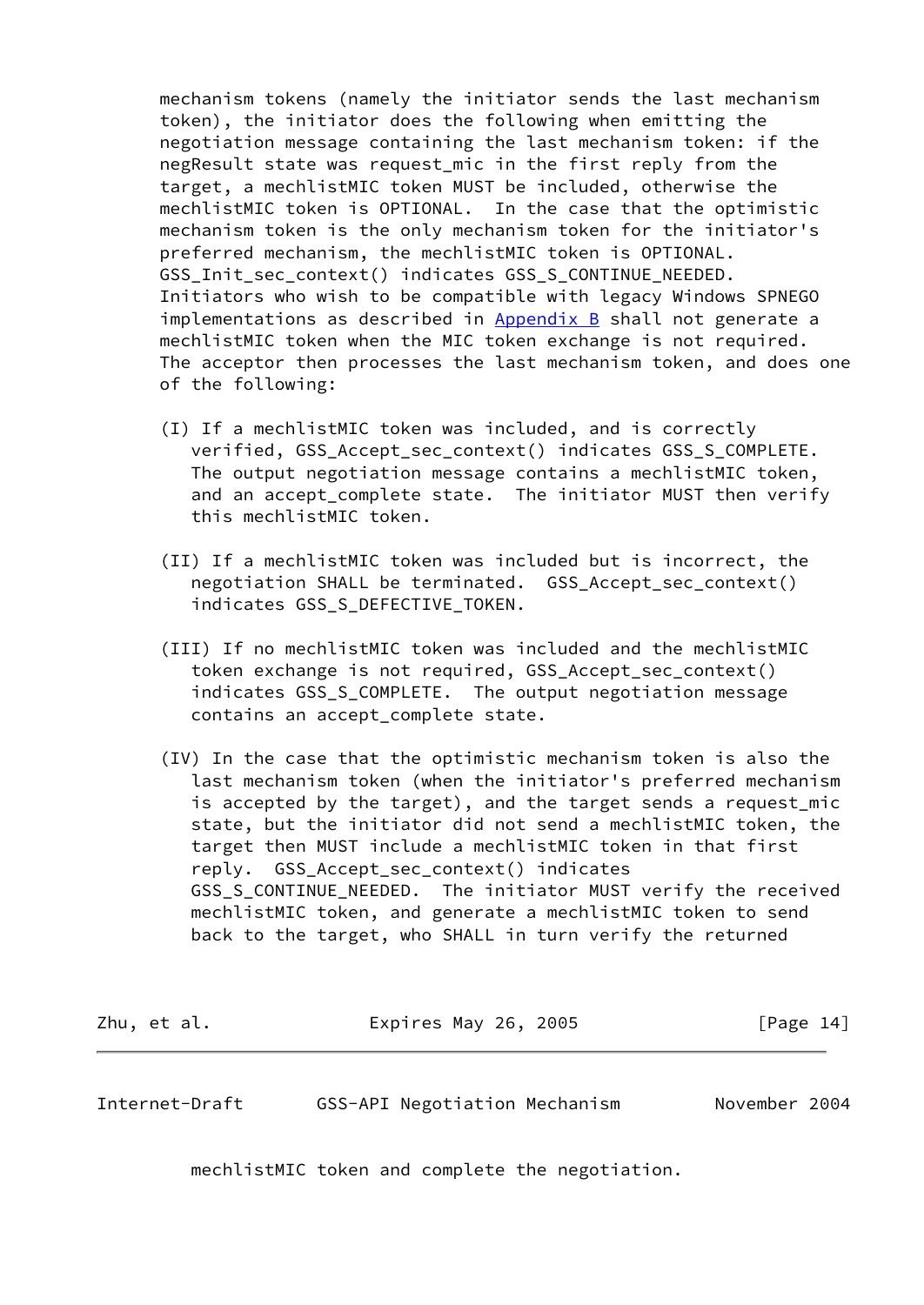mechanism tokens (namely the initiator sends the last mechanism token), the initiator does the following when emitting the negotiation message containing the last mechanism token: if the negResult state was request_mic in the first reply from the target, a mechlistMIC token MUST be included, otherwise the mechlistMIC token is OPTIONAL. In the case that the optimistic mechanism token is the only mechanism token for the initiator's preferred mechanism, the mechlistMIC token is OPTIONAL. GSS_Init_sec_context() indicates GSS_S_CONTINUE_NEEDED. Initiators who wish to be compatible with legacy Windows SPNEGO implementations as described in Appendix B shall not generate a mechlistMIC token when the MIC token exchange is not required. The acceptor then processes the last mechanism token, and does one of the following:

(I) If a mechlistMIC token was included, and is correctly verified, GSS_Accept_sec_context() indicates GSS_S_COMPLETE. The output negotiation message contains a mechlistMIC token, and an accept_complete state. The initiator MUST then verify this mechlistMIC token.

(II) If a mechlistMIC token was included but is incorrect, the negotiation SHALL be terminated. GSS_Accept_sec_context() indicates GSS_S_DEFECTIVE_TOKEN.

(III) If no mechlistMIC token was included and the mechlistMIC token exchange is not required, GSS_Accept_sec_context() indicates GSS_S_COMPLETE. The output negotiation message contains an accept_complete state.

(IV) In the case that the optimistic mechanism token is also the last mechanism token (when the initiator's preferred mechanism is accepted by the target), and the target sends a request_mic state, but the initiator did not send a mechlistMIC token, the target then MUST include a mechlistMIC token in that first reply. GSS_Accept_sec_context() indicates GSS_S_CONTINUE_NEEDED. The initiator MUST verify the received mechlistMIC token, and generate a mechlistMIC token to send back to the target, who SHALL in turn verify the returned mechlistMIC token and complete the negotiation.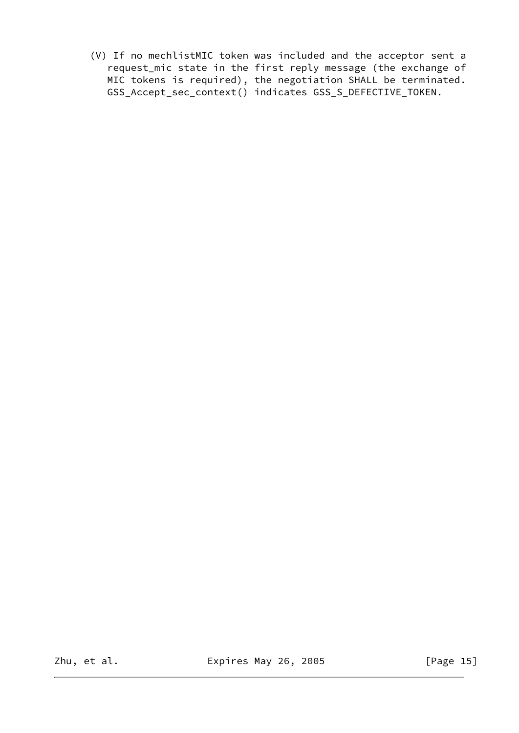(V) If no mechlistMIC token was included and the acceptor sent a request_mic state in the first reply message (the exchange of MIC tokens is required), the negotiation SHALL be terminated. GSS_Accept_sec_context() indicates GSS_S_DEFECTIVE_TOKEN.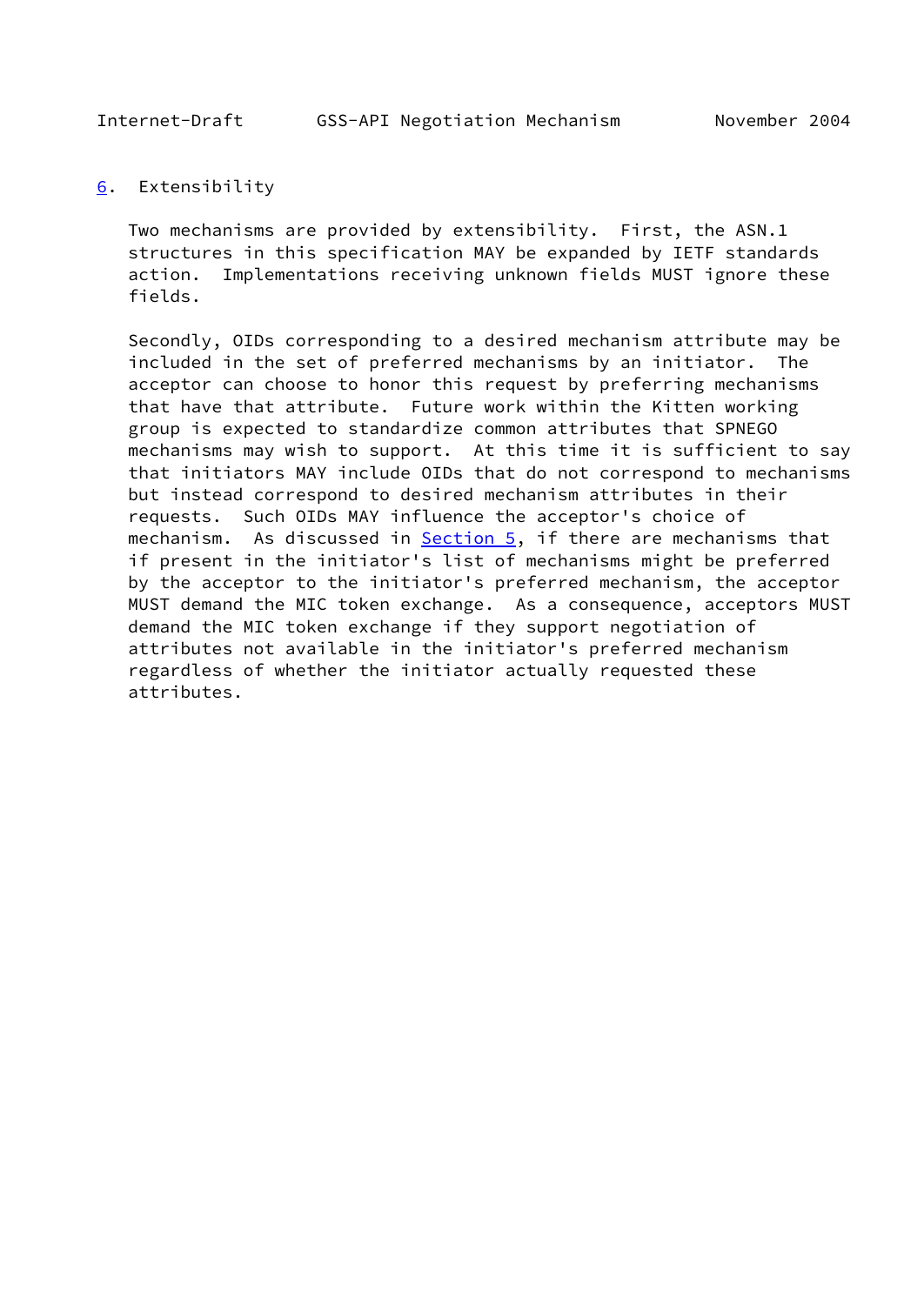## 6. Extensibility

Two mechanisms are provided by extensibility. First, the ASN.1 structures in this specification MAY be expanded by IETF standards action. Implementations receiving unknown fields MUST ignore these fields.

Secondly, OIDs corresponding to a desired mechanism attribute may be included in the set of preferred mechanisms by an initiator. The acceptor can choose to honor this request by preferring mechanisms that have that attribute. Future work within the Kitten working group is expected to standardize common attributes that SPNEGO mechanisms may wish to support. At this time it is sufficient to say that initiators MAY include OIDs that do not correspond to mechanisms but instead correspond to desired mechanism attributes in their requests. Such OIDs MAY influence the acceptor's choice of mechanism. As discussed in Section 5, if there are mechanisms that if present in the initiator's list of mechanisms might be preferred by the acceptor to the initiator's preferred mechanism, the acceptor MUST demand the MIC token exchange. As a consequence, acceptors MUST demand the MIC token exchange if they support negotiation of attributes not available in the initiator's preferred mechanism regardless of whether the initiator actually requested these attributes.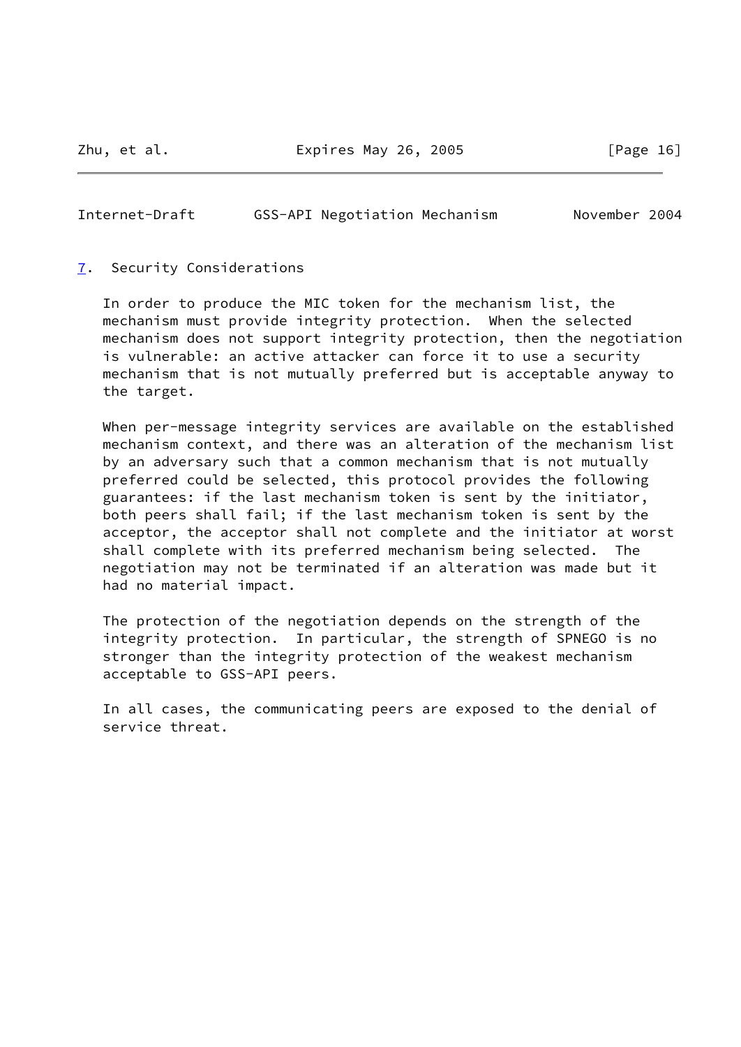## 7. Security Considerations

In order to produce the MIC token for the mechanism list, the mechanism must provide integrity protection. When the selected mechanism does not support integrity protection, then the negotiation is vulnerable: an active attacker can force it to use a security mechanism that is not mutually preferred but is acceptable anyway to the target.

When per-message integrity services are available on the established mechanism context, and there was an alteration of the mechanism list by an adversary such that a common mechanism that is not mutually preferred could be selected, this protocol provides the following guarantees: if the last mechanism token is sent by the initiator, both peers shall fail; if the last mechanism token is sent by the acceptor, the acceptor shall not complete and the initiator at worst shall complete with its preferred mechanism being selected. The negotiation may not be terminated if an alteration was made but it had no material impact.

The protection of the negotiation depends on the strength of the integrity protection. In particular, the strength of SPNEGO is no stronger than the integrity protection of the weakest mechanism acceptable to GSS-API peers.

In all cases, the communicating peers are exposed to the denial of service threat.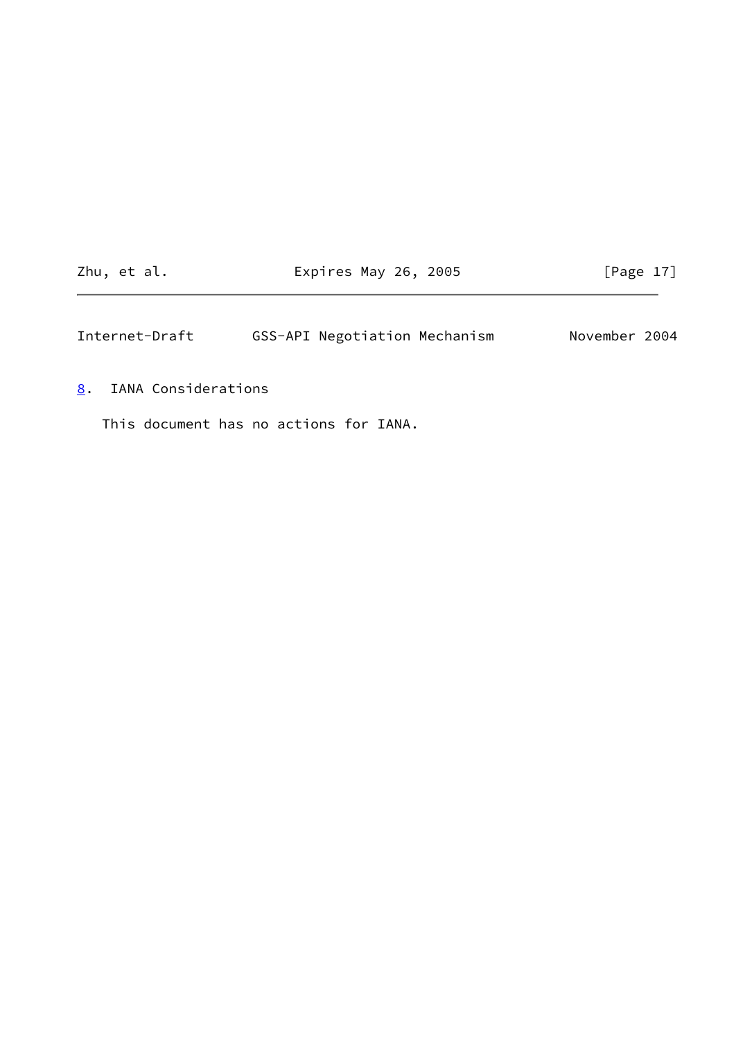## 8. IANA Considerations

This document has no actions for IANA.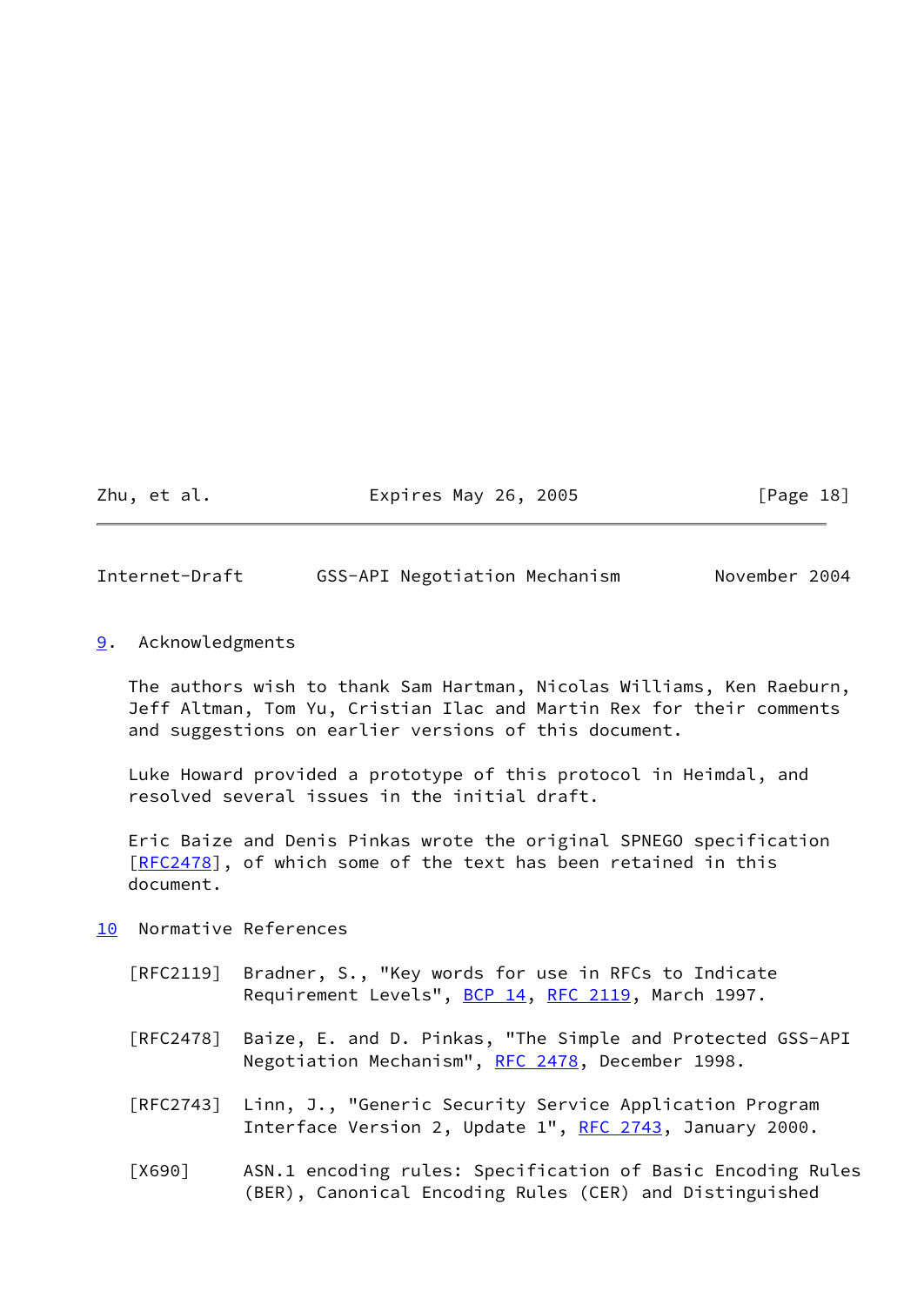## 9. Acknowledgments

The authors wish to thank Sam Hartman, Nicolas Williams, Ken Raeburn, Jeff Altman, Tom Yu, Cristian Ilac and Martin Rex for their comments and suggestions on earlier versions of this document.

Luke Howard provided a prototype of this protocol in Heimdal, and resolved several issues in the initial draft.

Eric Baize and Denis Pinkas wrote the original SPNEGO specification [RFC2478], of which some of the text has been retained in this document.

## 10 Normative References

[RFC2119] Bradner, S., "Key words for use in RFCs to Indicate Requirement Levels", BCP 14, RFC 2119, March 1997.

[RFC2478] Baize, E. and D. Pinkas, "The Simple and Protected GSS-API Negotiation Mechanism", RFC 2478, December 1998.

[RFC2743] Linn, J., "Generic Security Service Application Program Interface Version 2, Update 1", RFC 2743, January 2000.

[X690] ASN.1 encoding rules: Specification of Basic Encoding Rules (BER), Canonical Encoding Rules (CER) and Distinguished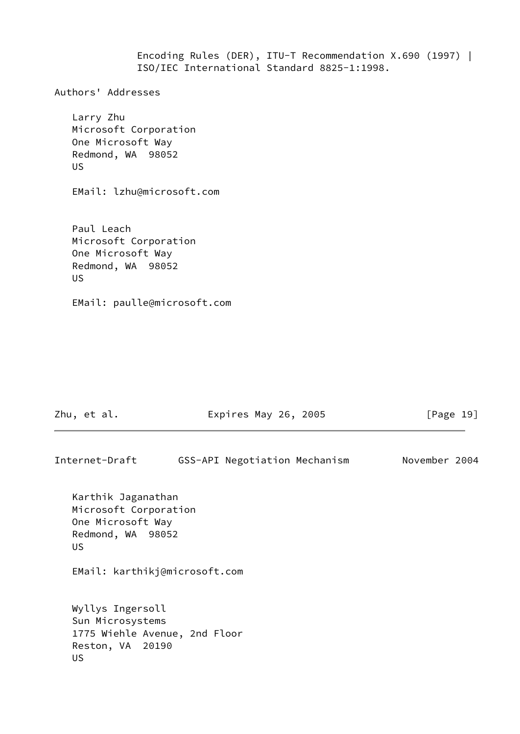Encoding Rules (DER), ITU-T Recommendation X.690 (1997) |
ISO/IEC International Standard 8825-1:1998.

## Authors' Addresses

Larry Zhu
Microsoft Corporation
One Microsoft Way
Redmond, WA  98052
US

EMail: lzhu@microsoft.com

Paul Leach
Microsoft Corporation
One Microsoft Way
Redmond, WA  98052
US

EMail: paulle@microsoft.com

Karthik Jaganathan
Microsoft Corporation
One Microsoft Way
Redmond, WA  98052
US

EMail: karthikj@microsoft.com

Wyllys Ingersoll
Sun Microsystems
1775 Wiehle Avenue, 2nd Floor
Reston, VA  20190
US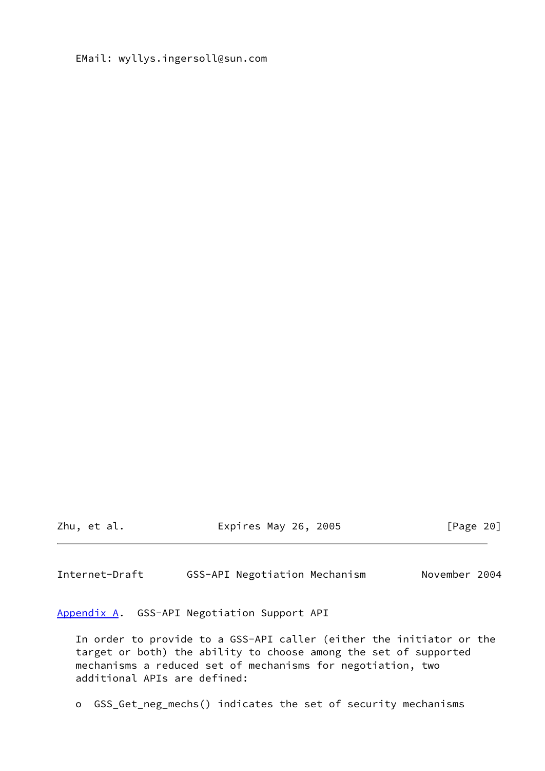EMail: wyllys.ingersoll@sun.com

## Appendix A. GSS-API Negotiation Support API

In order to provide to a GSS-API caller (either the initiator or the target or both) the ability to choose among the set of supported mechanisms a reduced set of mechanisms for negotiation, two additional APIs are defined:

- GSS_Get_neg_mechs() indicates the set of security mechanisms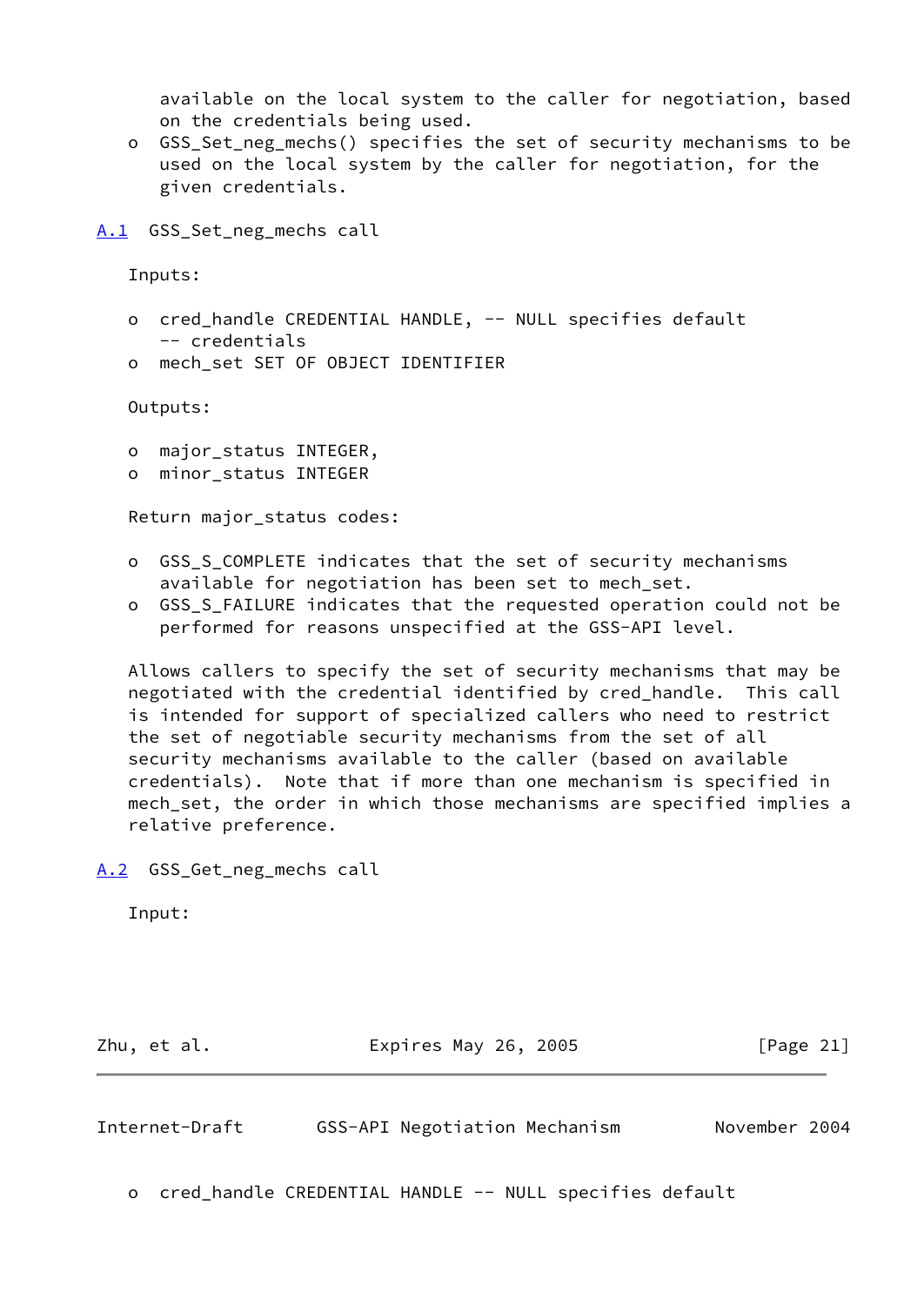available on the local system to the caller for negotiation, based on the credentials being used.

- GSS_Set_neg_mechs() specifies the set of security mechanisms to be used on the local system by the caller for negotiation, for the given credentials.

## A.1 GSS_Set_neg_mechs call

Inputs:

- cred_handle CREDENTIAL HANDLE, -- NULL specifies default -- credentials
- mech_set SET OF OBJECT IDENTIFIER

Outputs:

- major_status INTEGER,
- minor_status INTEGER

Return major_status codes:

- GSS_S_COMPLETE indicates that the set of security mechanisms available for negotiation has been set to mech_set.
- GSS_S_FAILURE indicates that the requested operation could not be performed for reasons unspecified at the GSS-API level.

Allows callers to specify the set of security mechanisms that may be negotiated with the credential identified by cred_handle. This call is intended for support of specialized callers who need to restrict the set of negotiable security mechanisms from the set of all security mechanisms available to the caller (based on available credentials). Note that if more than one mechanism is specified in mech_set, the order in which those mechanisms are specified implies a relative preference.

## A.2 GSS_Get_neg_mechs call

Input:

- cred_handle CREDENTIAL HANDLE -- NULL specifies default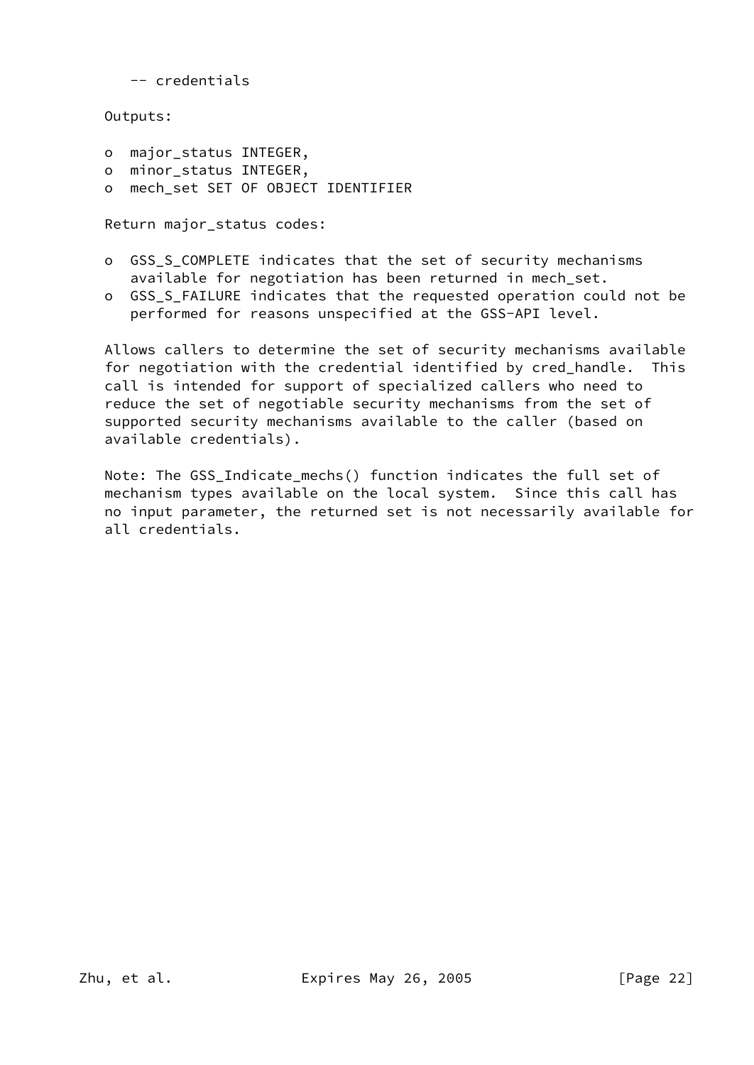-- credentials

Outputs:

- major_status INTEGER,
- minor_status INTEGER,
- mech_set SET OF OBJECT IDENTIFIER

Return major_status codes:

- GSS_S_COMPLETE indicates that the set of security mechanisms available for negotiation has been returned in mech_set.
- GSS_S_FAILURE indicates that the requested operation could not be performed for reasons unspecified at the GSS-API level.

Allows callers to determine the set of security mechanisms available for negotiation with the credential identified by cred_handle. This call is intended for support of specialized callers who need to reduce the set of negotiable security mechanisms from the set of supported security mechanisms available to the caller (based on available credentials).

Note: The GSS_Indicate_mechs() function indicates the full set of mechanism types available on the local system. Since this call has no input parameter, the returned set is not necessarily available for all credentials.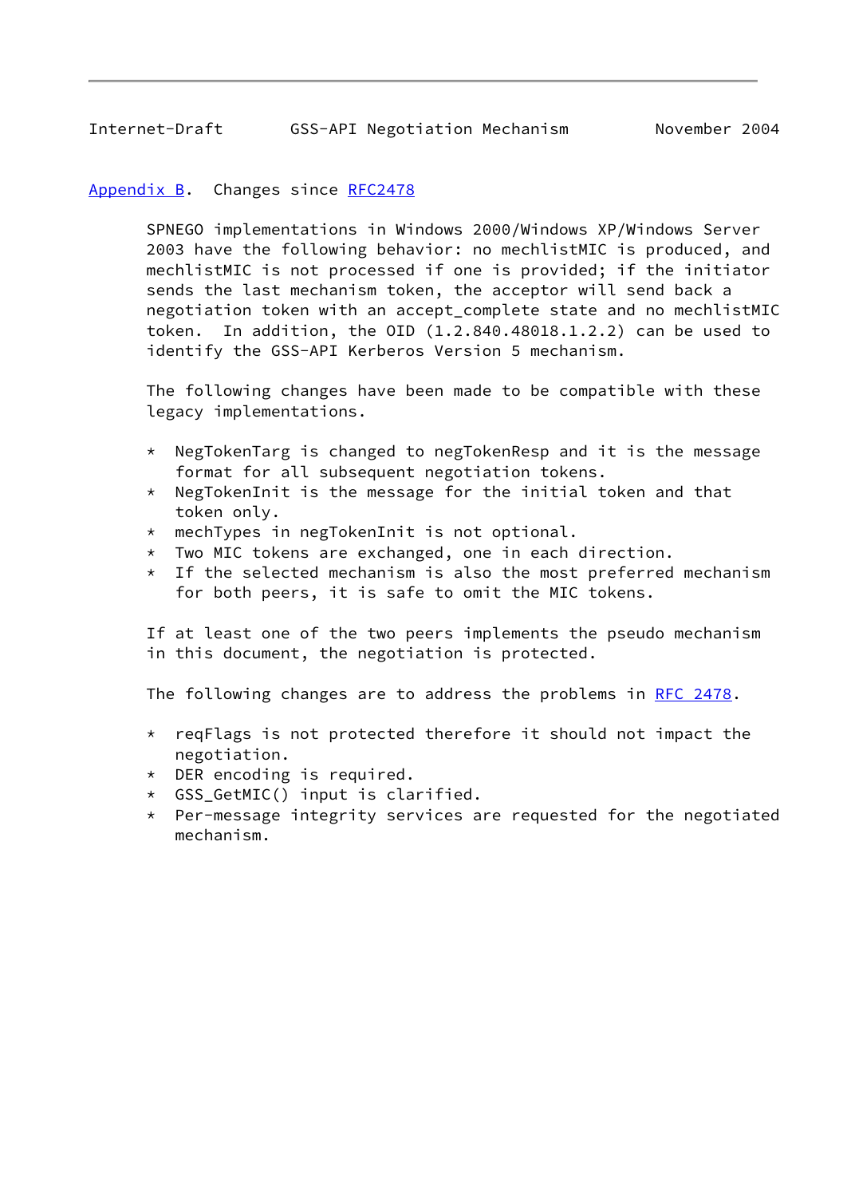## Appendix B. Changes since RFC2478

SPNEGO implementations in Windows 2000/Windows XP/Windows Server 2003 have the following behavior: no mechlistMIC is produced, and mechlistMIC is not processed if one is provided; if the initiator sends the last mechanism token, the acceptor will send back a negotiation token with an accept_complete state and no mechlistMIC token. In addition, the OID (1.2.840.48018.1.2.2) can be used to identify the GSS-API Kerberos Version 5 mechanism.

The following changes have been made to be compatible with these legacy implementations.

* NegTokenTarg is changed to negTokenResp and it is the message format for all subsequent negotiation tokens.
* NegTokenInit is the message for the initial token and that token only.
* mechTypes in negTokenInit is not optional.
* Two MIC tokens are exchanged, one in each direction.
* If the selected mechanism is also the most preferred mechanism for both peers, it is safe to omit the MIC tokens.

If at least one of the two peers implements the pseudo mechanism in this document, the negotiation is protected.

The following changes are to address the problems in RFC 2478.

* reqFlags is not protected therefore it should not impact the negotiation.
* DER encoding is required.
* GSS_GetMIC() input is clarified.
* Per-message integrity services are requested for the negotiated mechanism.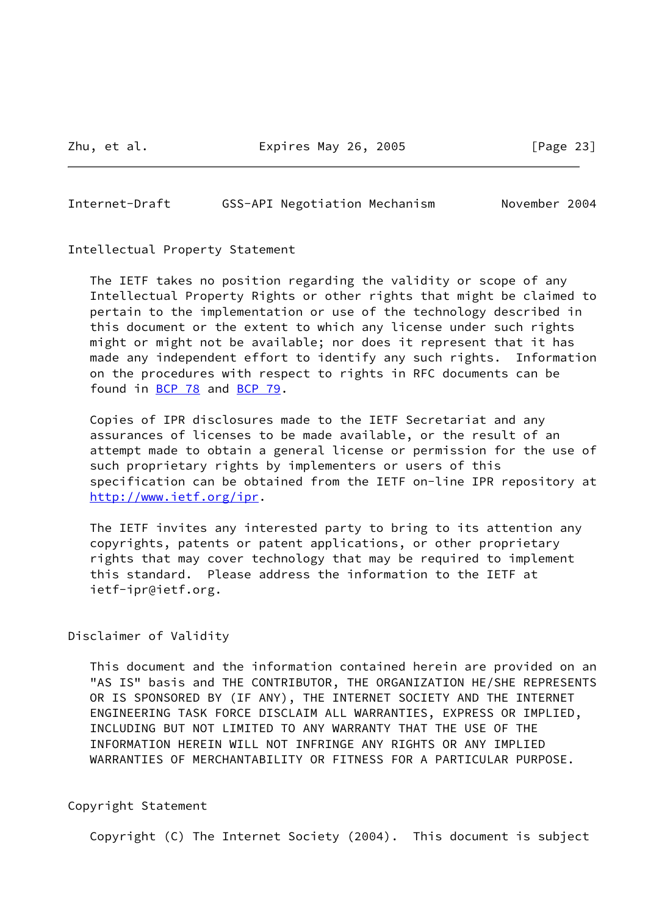## Intellectual Property Statement

The IETF takes no position regarding the validity or scope of any Intellectual Property Rights or other rights that might be claimed to pertain to the implementation or use of the technology described in this document or the extent to which any license under such rights might or might not be available; nor does it represent that it has made any independent effort to identify any such rights. Information on the procedures with respect to rights in RFC documents can be found in BCP 78 and BCP 79.

Copies of IPR disclosures made to the IETF Secretariat and any assurances of licenses to be made available, or the result of an attempt made to obtain a general license or permission for the use of such proprietary rights by implementers or users of this specification can be obtained from the IETF on-line IPR repository at http://www.ietf.org/ipr.

The IETF invites any interested party to bring to its attention any copyrights, patents or patent applications, or other proprietary rights that may cover technology that may be required to implement this standard. Please address the information to the IETF at ietf-ipr@ietf.org.

## Disclaimer of Validity

This document and the information contained herein are provided on an "AS IS" basis and THE CONTRIBUTOR, THE ORGANIZATION HE/SHE REPRESENTS OR IS SPONSORED BY (IF ANY), THE INTERNET SOCIETY AND THE INTERNET ENGINEERING TASK FORCE DISCLAIM ALL WARRANTIES, EXPRESS OR IMPLIED, INCLUDING BUT NOT LIMITED TO ANY WARRANTY THAT THE USE OF THE INFORMATION HEREIN WILL NOT INFRINGE ANY RIGHTS OR ANY IMPLIED WARRANTIES OF MERCHANTABILITY OR FITNESS FOR A PARTICULAR PURPOSE.

## Copyright Statement

Copyright (C) The Internet Society (2004). This document is subject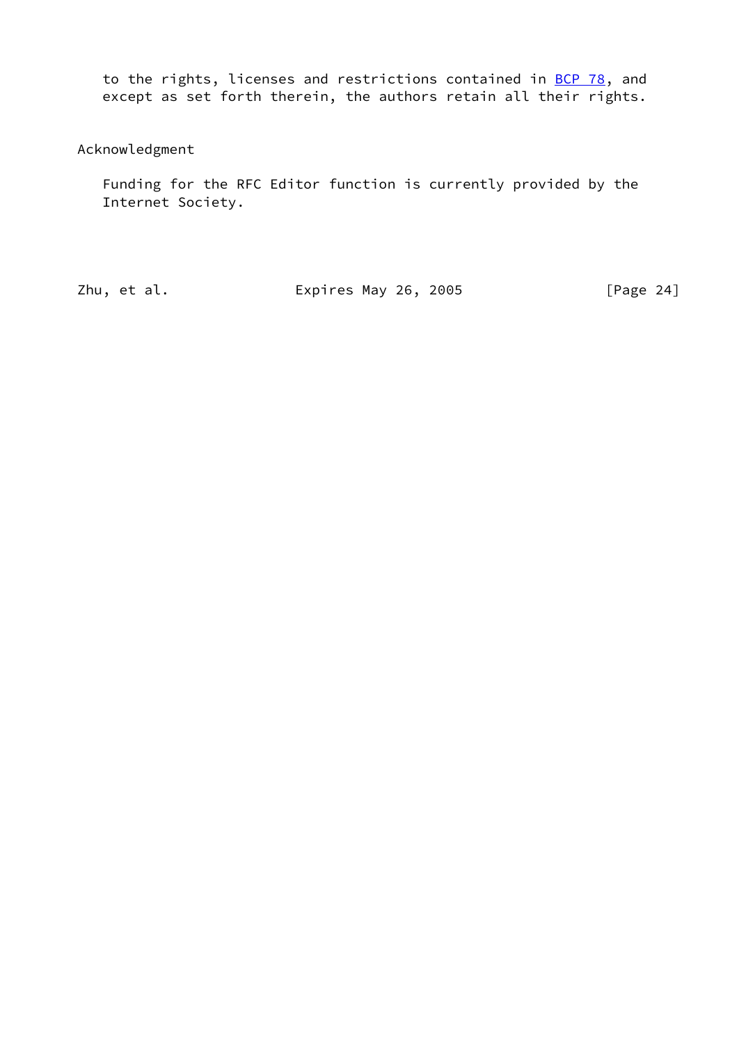to the rights, licenses and restrictions contained in BCP 78, and except as set forth therein, the authors retain all their rights.

## Acknowledgment

Funding for the RFC Editor function is currently provided by the Internet Society.